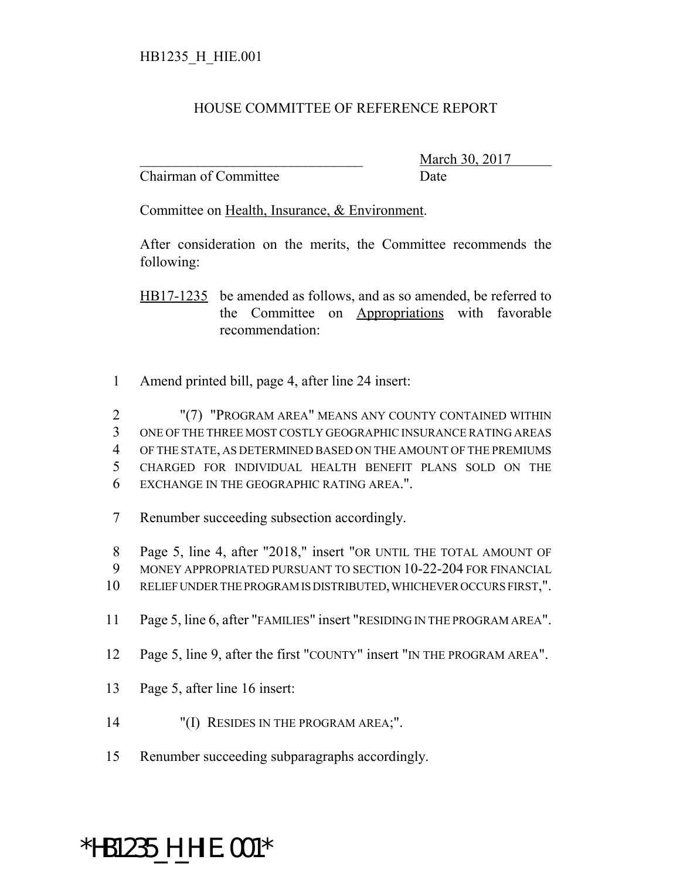HB1235_H_HIE.001

HOUSE COMMITTEE OF REFERENCE REPORT

_______________________________ March 30, 2017
Chairman of Committee Date

Committee on Health, Insurance, & Environment.

After consideration on the merits, the Committee recommends the following:

HB17-1235 be amended as follows, and as so amended, be referred to the Committee on Appropriations with favorable recommendation:

1 Amend printed bill, page 4, after line 24 insert:

2 "(7) "PROGRAM AREA" MEANS ANY COUNTY CONTAINED WITHIN
3 ONE OF THE THREE MOST COSTLY GEOGRAPHIC INSURANCE RATING AREAS
4 OF THE STATE, AS DETERMINED BASED ON THE AMOUNT OF THE PREMIUMS
5 CHARGED FOR INDIVIDUAL HEALTH BENEFIT PLANS SOLD ON THE
6 EXCHANGE IN THE GEOGRAPHIC RATING AREA.".

7 Renumber succeeding subsection accordingly.

8 Page 5, line 4, after "2018," insert "OR UNTIL THE TOTAL AMOUNT OF
9 MONEY APPROPRIATED PURSUANT TO SECTION 10-22-204 FOR FINANCIAL
10 RELIEF UNDER THE PROGRAM IS DISTRIBUTED, WHICHEVER OCCURS FIRST,".

11 Page 5, line 6, after "FAMILIES" insert "RESIDING IN THE PROGRAM AREA".

12 Page 5, line 9, after the first "COUNTY" insert "IN THE PROGRAM AREA".

13 Page 5, after line 16 insert:

14 "(I) RESIDES IN THE PROGRAM AREA;".

15 Renumber succeeding subparagraphs accordingly.

*HB1235_H_HIE.001*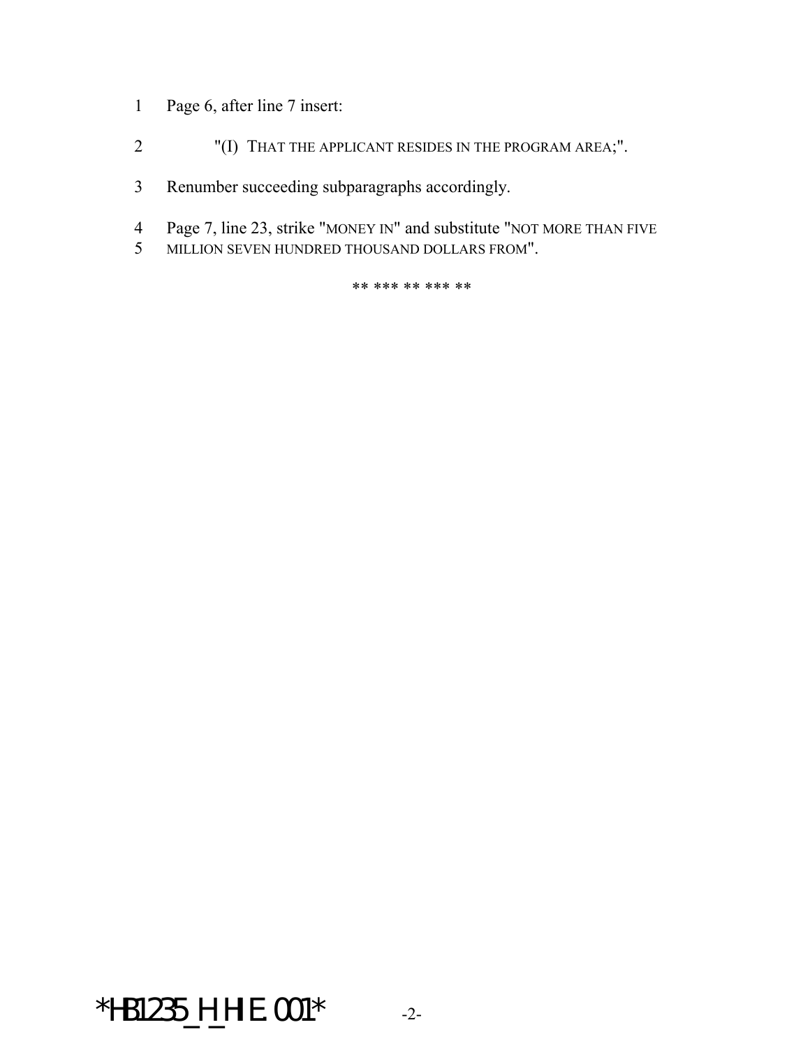Page 6, after line 7 insert:

"(I) THAT THE APPLICANT RESIDES IN THE PROGRAM AREA;".

Renumber succeeding subparagraphs accordingly.

Page 7, line 23, strike "MONEY IN" and substitute "NOT MORE THAN FIVE MILLION SEVEN HUNDRED THOUSAND DOLLARS FROM".

** *** ** *** **

*HB1235_H_HIE.001*